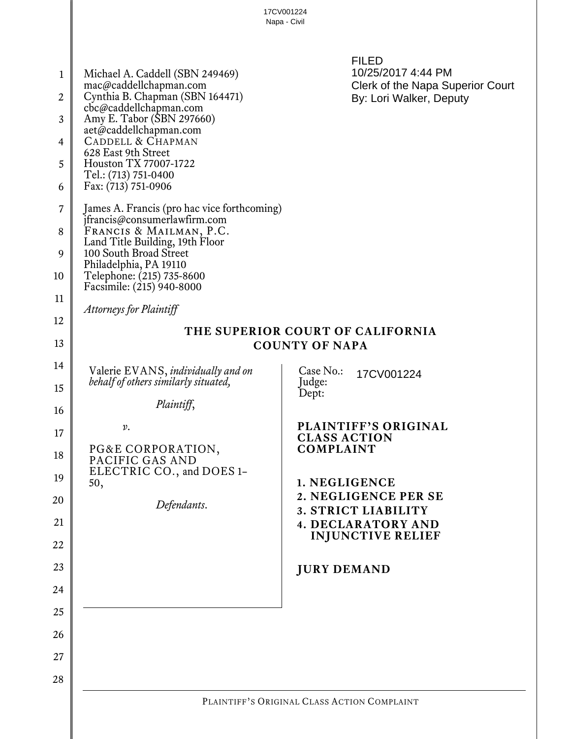17CV001224
Napa - Civil

FILED
10/25/2017 4:44 PM
Clerk of the Napa Superior Court
By: Lori Walker, Deputy

Michael A. Caddell (SBN 249469)
mac@caddellchapman.com
Cynthia B. Chapman (SBN 164471)
cbc@caddellchapman.com
Amy E. Tabor (SBN 297660)
aet@caddellchapman.com
CADDELL & CHAPMAN
628 East 9th Street
Houston TX 77007-1722
Tel.: (713) 751-0400
Fax: (713) 751-0906

James A. Francis (pro hac vice forthcoming)
jfrancis@consumerlawfirm.com
FRANCIS & MAILMAN, P.C.
Land Title Building, 19th Floor
100 South Broad Street
Philadelphia, PA 19110
Telephone: (215) 735-8600
Facsimile: (215) 940-8000

*Attorneys for Plaintiff*

## THE SUPERIOR COURT OF CALIFORNIA
## COUNTY OF NAPA

Valerie EVANS, *individually and on behalf of others similarly situated,*

*Plaintiff*,

*v.*

PG&E CORPORATION, PACIFIC GAS AND ELECTRIC CO., and DOES 1–50,

*Defendants*.

Case No.: 17CV001224
Judge:
Dept:

**PLAINTIFF'S ORIGINAL CLASS ACTION COMPLAINT**

1. **NEGLIGENCE**
2. **NEGLIGENCE PER SE**
3. **STRICT LIABILITY**
4. **DECLARATORY AND INJUNCTIVE RELIEF**

**JURY DEMAND**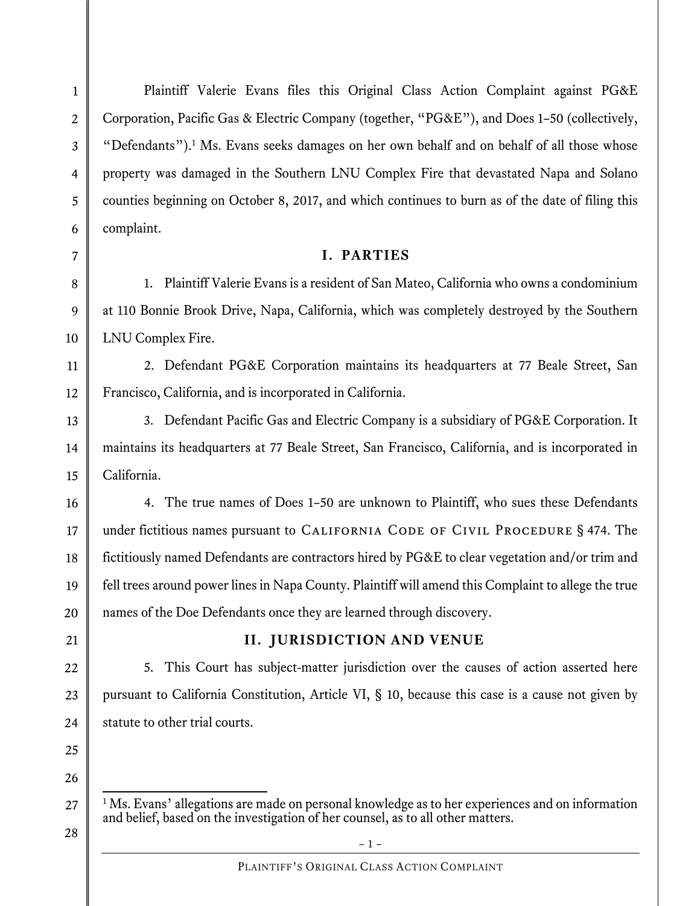Plaintiff Valerie Evans files this Original Class Action Complaint against PG&E Corporation, Pacific Gas & Electric Company (together, "PG&E"), and Does 1–50 (collectively, "Defendants").[1] Ms. Evans seeks damages on her own behalf and on behalf of all those whose property was damaged in the Southern LNU Complex Fire that devastated Napa and Solano counties beginning on October 8, 2017, and which continues to burn as of the date of filing this complaint.

## I. PARTIES

1. Plaintiff Valerie Evans is a resident of San Mateo, California who owns a condominium at 110 Bonnie Brook Drive, Napa, California, which was completely destroyed by the Southern LNU Complex Fire.

2. Defendant PG&E Corporation maintains its headquarters at 77 Beale Street, San Francisco, California, and is incorporated in California.

3. Defendant Pacific Gas and Electric Company is a subsidiary of PG&E Corporation. It maintains its headquarters at 77 Beale Street, San Francisco, California, and is incorporated in California.

4. The true names of Does 1–50 are unknown to Plaintiff, who sues these Defendants under fictitious names pursuant to California Code of Civil Procedure § 474. The fictitiously named Defendants are contractors hired by PG&E to clear vegetation and/or trim and fell trees around power lines in Napa County. Plaintiff will amend this Complaint to allege the true names of the Doe Defendants once they are learned through discovery.

## II. JURISDICTION AND VENUE

5. This Court has subject-matter jurisdiction over the causes of action asserted here pursuant to California Constitution, Article VI, § 10, because this case is a cause not given by statute to other trial courts.

---

[1] Ms. Evans' allegations are made on personal knowledge as to her experiences and on information and belief, based on the investigation of her counsel, as to all other matters.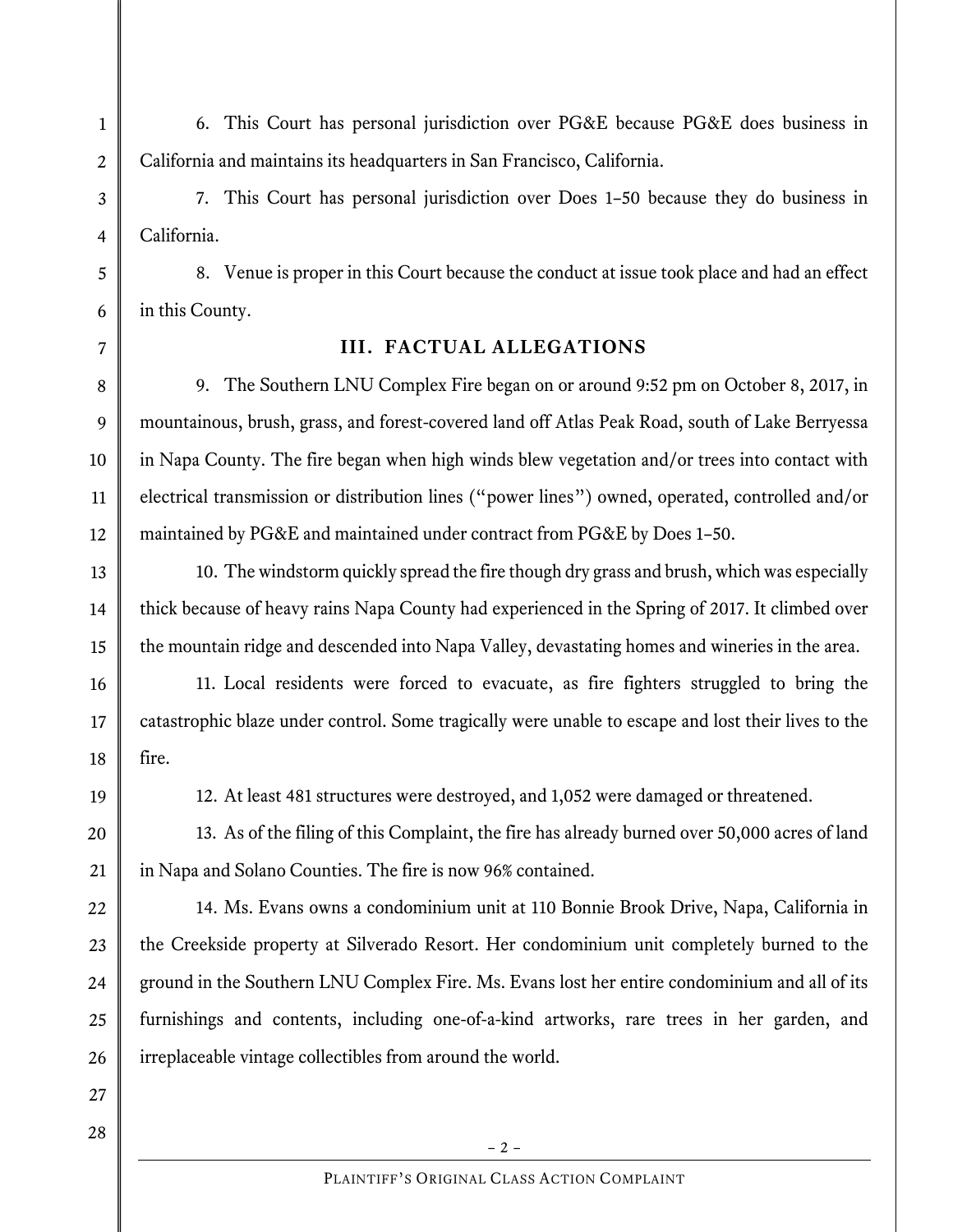6. This Court has personal jurisdiction over PG&E because PG&E does business in California and maintains its headquarters in San Francisco, California.

7. This Court has personal jurisdiction over Does 1–50 because they do business in California.

8. Venue is proper in this Court because the conduct at issue took place and had an effect in this County.

## III. FACTUAL ALLEGATIONS

9. The Southern LNU Complex Fire began on or around 9:52 pm on October 8, 2017, in mountainous, brush, grass, and forest-covered land off Atlas Peak Road, south of Lake Berryessa in Napa County. The fire began when high winds blew vegetation and/or trees into contact with electrical transmission or distribution lines ("power lines") owned, operated, controlled and/or maintained by PG&E and maintained under contract from PG&E by Does 1–50.

10. The windstorm quickly spread the fire though dry grass and brush, which was especially thick because of heavy rains Napa County had experienced in the Spring of 2017. It climbed over the mountain ridge and descended into Napa Valley, devastating homes and wineries in the area.

11. Local residents were forced to evacuate, as fire fighters struggled to bring the catastrophic blaze under control. Some tragically were unable to escape and lost their lives to the fire.

12. At least 481 structures were destroyed, and 1,052 were damaged or threatened.

13. As of the filing of this Complaint, the fire has already burned over 50,000 acres of land in Napa and Solano Counties. The fire is now 96% contained.

14. Ms. Evans owns a condominium unit at 110 Bonnie Brook Drive, Napa, California in the Creekside property at Silverado Resort. Her condominium unit completely burned to the ground in the Southern LNU Complex Fire. Ms. Evans lost her entire condominium and all of its furnishings and contents, including one-of-a-kind artworks, rare trees in her garden, and irreplaceable vintage collectibles from around the world.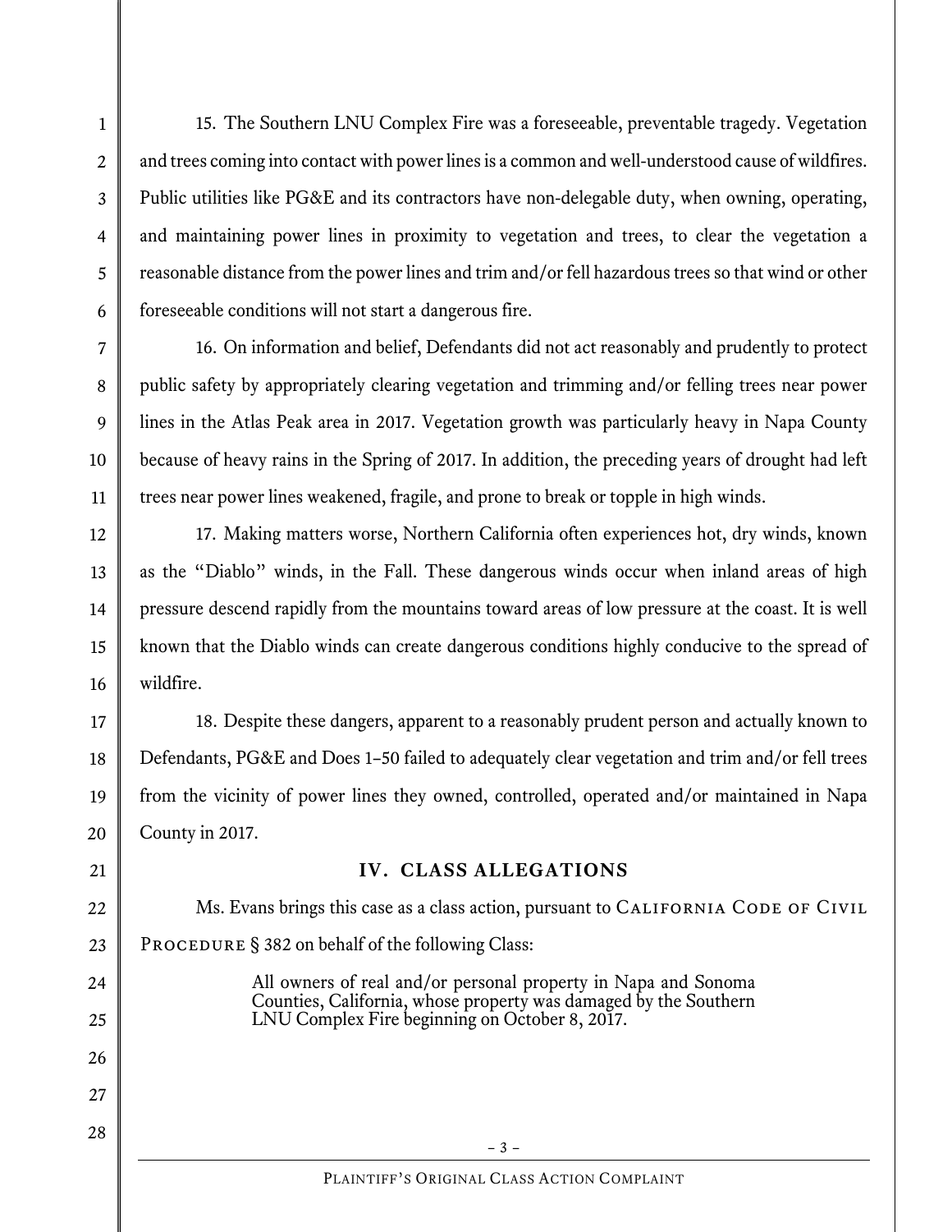15. The Southern LNU Complex Fire was a foreseeable, preventable tragedy. Vegetation and trees coming into contact with power lines is a common and well-understood cause of wildfires. Public utilities like PG&E and its contractors have non-delegable duty, when owning, operating, and maintaining power lines in proximity to vegetation and trees, to clear the vegetation a reasonable distance from the power lines and trim and/or fell hazardous trees so that wind or other foreseeable conditions will not start a dangerous fire.

16. On information and belief, Defendants did not act reasonably and prudently to protect public safety by appropriately clearing vegetation and trimming and/or felling trees near power lines in the Atlas Peak area in 2017. Vegetation growth was particularly heavy in Napa County because of heavy rains in the Spring of 2017. In addition, the preceding years of drought had left trees near power lines weakened, fragile, and prone to break or topple in high winds.

17. Making matters worse, Northern California often experiences hot, dry winds, known as the "Diablo" winds, in the Fall. These dangerous winds occur when inland areas of high pressure descend rapidly from the mountains toward areas of low pressure at the coast. It is well known that the Diablo winds can create dangerous conditions highly conducive to the spread of wildfire.

18. Despite these dangers, apparent to a reasonably prudent person and actually known to Defendants, PG&E and Does 1–50 failed to adequately clear vegetation and trim and/or fell trees from the vicinity of power lines they owned, controlled, operated and/or maintained in Napa County in 2017.

## IV. CLASS ALLEGATIONS

Ms. Evans brings this case as a class action, pursuant to CALIFORNIA CODE OF CIVIL PROCEDURE § 382 on behalf of the following Class:

> All owners of real and/or personal property in Napa and Sonoma Counties, California, whose property was damaged by the Southern LNU Complex Fire beginning on October 8, 2017.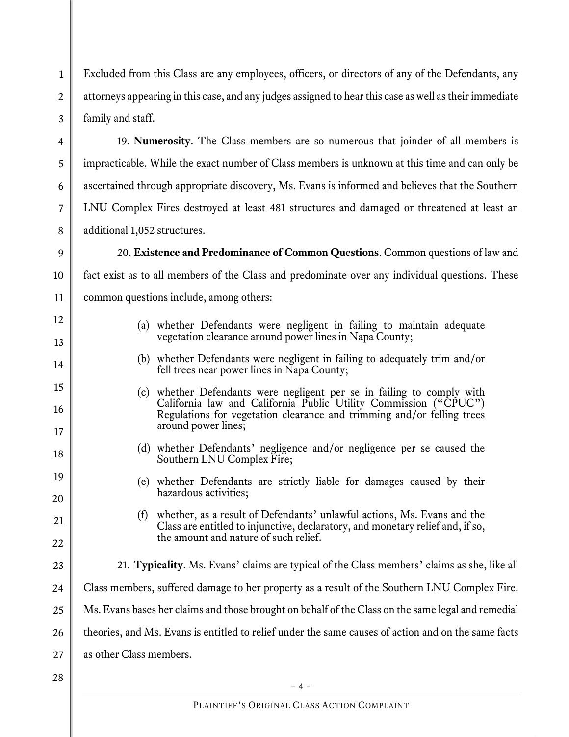Excluded from this Class are any employees, officers, or directors of any of the Defendants, any attorneys appearing in this case, and any judges assigned to hear this case as well as their immediate family and staff.

19. **Numerosity**. The Class members are so numerous that joinder of all members is impracticable. While the exact number of Class members is unknown at this time and can only be ascertained through appropriate discovery, Ms. Evans is informed and believes that the Southern LNU Complex Fires destroyed at least 481 structures and damaged or threatened at least an additional 1,052 structures.

20. **Existence and Predominance of Common Questions**. Common questions of law and fact exist as to all members of the Class and predominate over any individual questions. These common questions include, among others:

> (a) whether Defendants were negligent in failing to maintain adequate vegetation clearance around power lines in Napa County;
>
> (b) whether Defendants were negligent in failing to adequately trim and/or fell trees near power lines in Napa County;
>
> (c) whether Defendants were negligent per se in failing to comply with California law and California Public Utility Commission ("CPUC") Regulations for vegetation clearance and trimming and/or felling trees around power lines;
>
> (d) whether Defendants' negligence and/or negligence per se caused the Southern LNU Complex Fire;
>
> (e) whether Defendants are strictly liable for damages caused by their hazardous activities;
>
> (f) whether, as a result of Defendants' unlawful actions, Ms. Evans and the Class are entitled to injunctive, declaratory, and monetary relief and, if so, the amount and nature of such relief.

21. **Typicality**. Ms. Evans' claims are typical of the Class members' claims as she, like all Class members, suffered damage to her property as a result of the Southern LNU Complex Fire. Ms. Evans bases her claims and those brought on behalf of the Class on the same legal and remedial theories, and Ms. Evans is entitled to relief under the same causes of action and on the same facts as other Class members.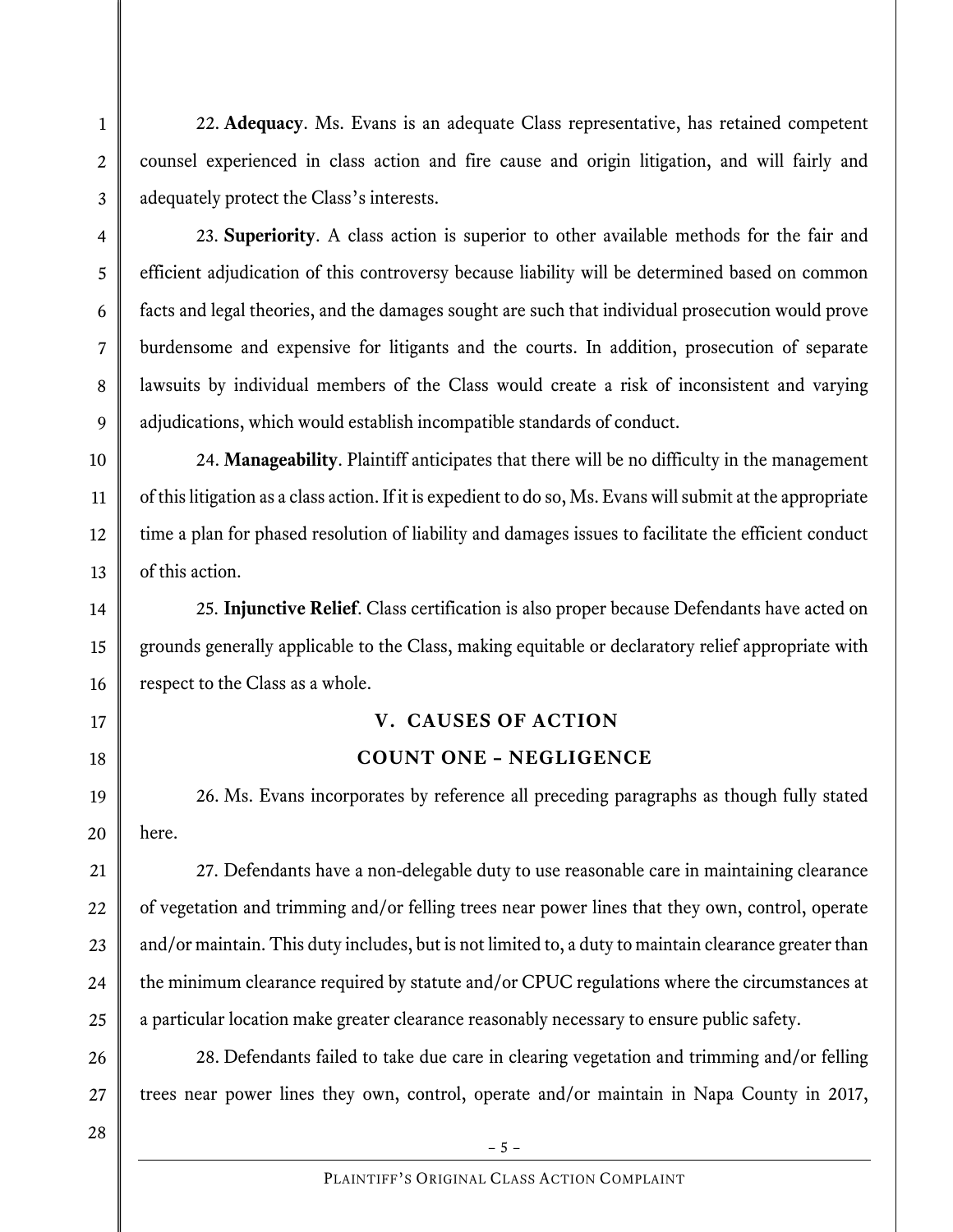22. **Adequacy**. Ms. Evans is an adequate Class representative, has retained competent counsel experienced in class action and fire cause and origin litigation, and will fairly and adequately protect the Class's interests.

23. **Superiority**. A class action is superior to other available methods for the fair and efficient adjudication of this controversy because liability will be determined based on common facts and legal theories, and the damages sought are such that individual prosecution would prove burdensome and expensive for litigants and the courts. In addition, prosecution of separate lawsuits by individual members of the Class would create a risk of inconsistent and varying adjudications, which would establish incompatible standards of conduct.

24. **Manageability**. Plaintiff anticipates that there will be no difficulty in the management of this litigation as a class action. If it is expedient to do so, Ms. Evans will submit at the appropriate time a plan for phased resolution of liability and damages issues to facilitate the efficient conduct of this action.

25. **Injunctive Relief**. Class certification is also proper because Defendants have acted on grounds generally applicable to the Class, making equitable or declaratory relief appropriate with respect to the Class as a whole.

## V. CAUSES OF ACTION

### COUNT ONE – NEGLIGENCE

26. Ms. Evans incorporates by reference all preceding paragraphs as though fully stated here.

27. Defendants have a non-delegable duty to use reasonable care in maintaining clearance of vegetation and trimming and/or felling trees near power lines that they own, control, operate and/or maintain. This duty includes, but is not limited to, a duty to maintain clearance greater than the minimum clearance required by statute and/or CPUC regulations where the circumstances at a particular location make greater clearance reasonably necessary to ensure public safety.

28. Defendants failed to take due care in clearing vegetation and trimming and/or felling trees near power lines they own, control, operate and/or maintain in Napa County in 2017,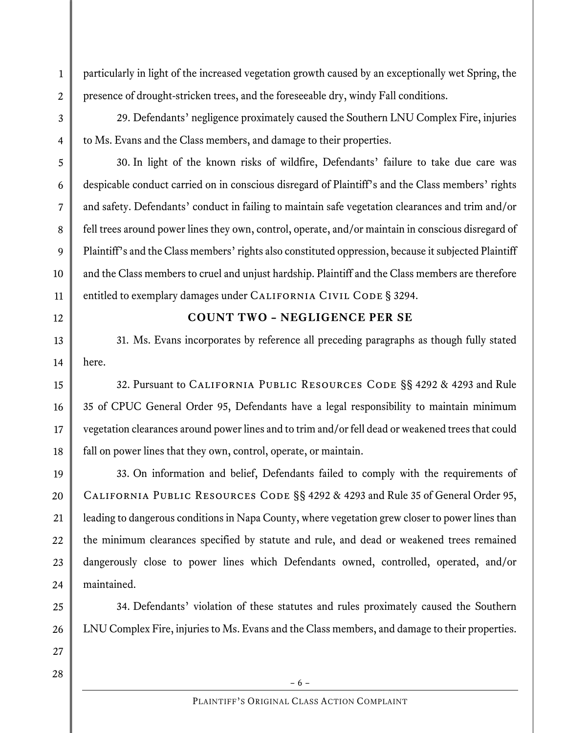particularly in light of the increased vegetation growth caused by an exceptionally wet Spring, the presence of drought-stricken trees, and the foreseeable dry, windy Fall conditions.

29. Defendants' negligence proximately caused the Southern LNU Complex Fire, injuries to Ms. Evans and the Class members, and damage to their properties.

30. In light of the known risks of wildfire, Defendants' failure to take due care was despicable conduct carried on in conscious disregard of Plaintiff's and the Class members' rights and safety. Defendants' conduct in failing to maintain safe vegetation clearances and trim and/or fell trees around power lines they own, control, operate, and/or maintain in conscious disregard of Plaintiff's and the Class members' rights also constituted oppression, because it subjected Plaintiff and the Class members to cruel and unjust hardship. Plaintiff and the Class members are therefore entitled to exemplary damages under CALIFORNIA CIVIL CODE § 3294.

## COUNT TWO – NEGLIGENCE PER SE

31. Ms. Evans incorporates by reference all preceding paragraphs as though fully stated here.

32. Pursuant to CALIFORNIA PUBLIC RESOURCES CODE §§ 4292 & 4293 and Rule 35 of CPUC General Order 95, Defendants have a legal responsibility to maintain minimum vegetation clearances around power lines and to trim and/or fell dead or weakened trees that could fall on power lines that they own, control, operate, or maintain.

33. On information and belief, Defendants failed to comply with the requirements of CALIFORNIA PUBLIC RESOURCES CODE §§ 4292 & 4293 and Rule 35 of General Order 95, leading to dangerous conditions in Napa County, where vegetation grew closer to power lines than the minimum clearances specified by statute and rule, and dead or weakened trees remained dangerously close to power lines which Defendants owned, controlled, operated, and/or maintained.

34. Defendants' violation of these statutes and rules proximately caused the Southern LNU Complex Fire, injuries to Ms. Evans and the Class members, and damage to their properties.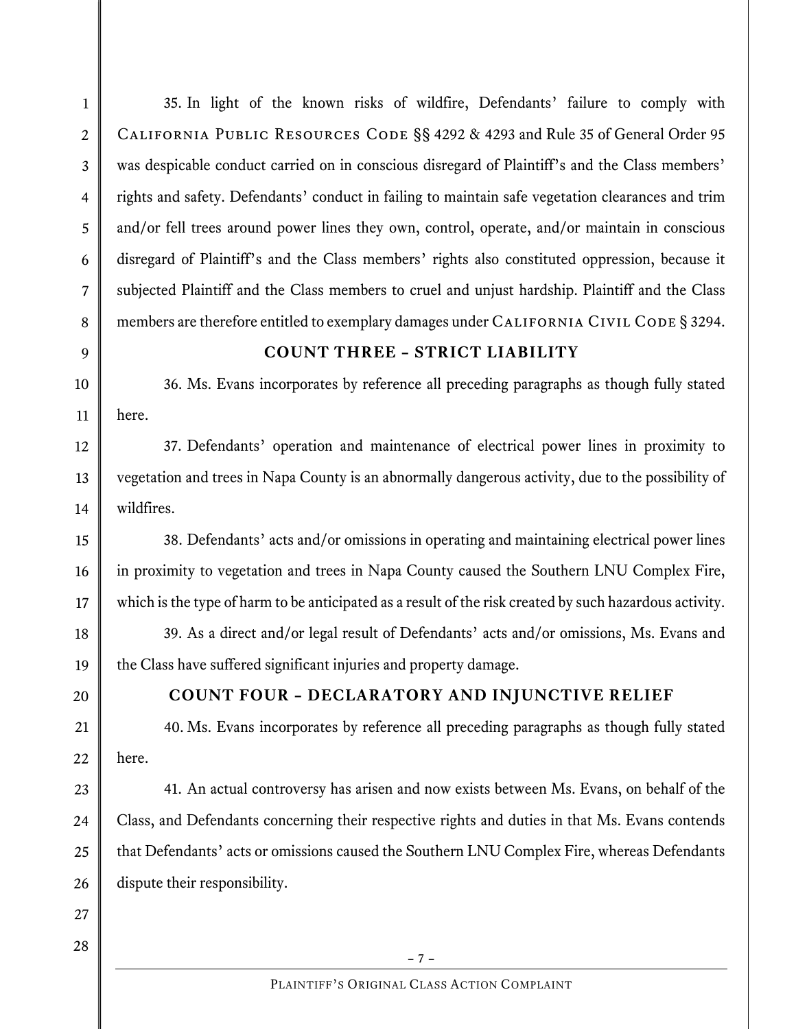35. In light of the known risks of wildfire, Defendants' failure to comply with California Public Resources Code §§ 4292 & 4293 and Rule 35 of General Order 95 was despicable conduct carried on in conscious disregard of Plaintiff's and the Class members' rights and safety. Defendants' conduct in failing to maintain safe vegetation clearances and trim and/or fell trees around power lines they own, control, operate, and/or maintain in conscious disregard of Plaintiff's and the Class members' rights also constituted oppression, because it subjected Plaintiff and the Class members to cruel and unjust hardship. Plaintiff and the Class members are therefore entitled to exemplary damages under California Civil Code § 3294.

## COUNT THREE – STRICT LIABILITY

36. Ms. Evans incorporates by reference all preceding paragraphs as though fully stated here.

37. Defendants' operation and maintenance of electrical power lines in proximity to vegetation and trees in Napa County is an abnormally dangerous activity, due to the possibility of wildfires.

38. Defendants' acts and/or omissions in operating and maintaining electrical power lines in proximity to vegetation and trees in Napa County caused the Southern LNU Complex Fire, which is the type of harm to be anticipated as a result of the risk created by such hazardous activity.

39. As a direct and/or legal result of Defendants' acts and/or omissions, Ms. Evans and the Class have suffered significant injuries and property damage.

## COUNT FOUR – DECLARATORY AND INJUNCTIVE RELIEF

40. Ms. Evans incorporates by reference all preceding paragraphs as though fully stated here.

41. An actual controversy has arisen and now exists between Ms. Evans, on behalf of the Class, and Defendants concerning their respective rights and duties in that Ms. Evans contends that Defendants' acts or omissions caused the Southern LNU Complex Fire, whereas Defendants dispute their responsibility.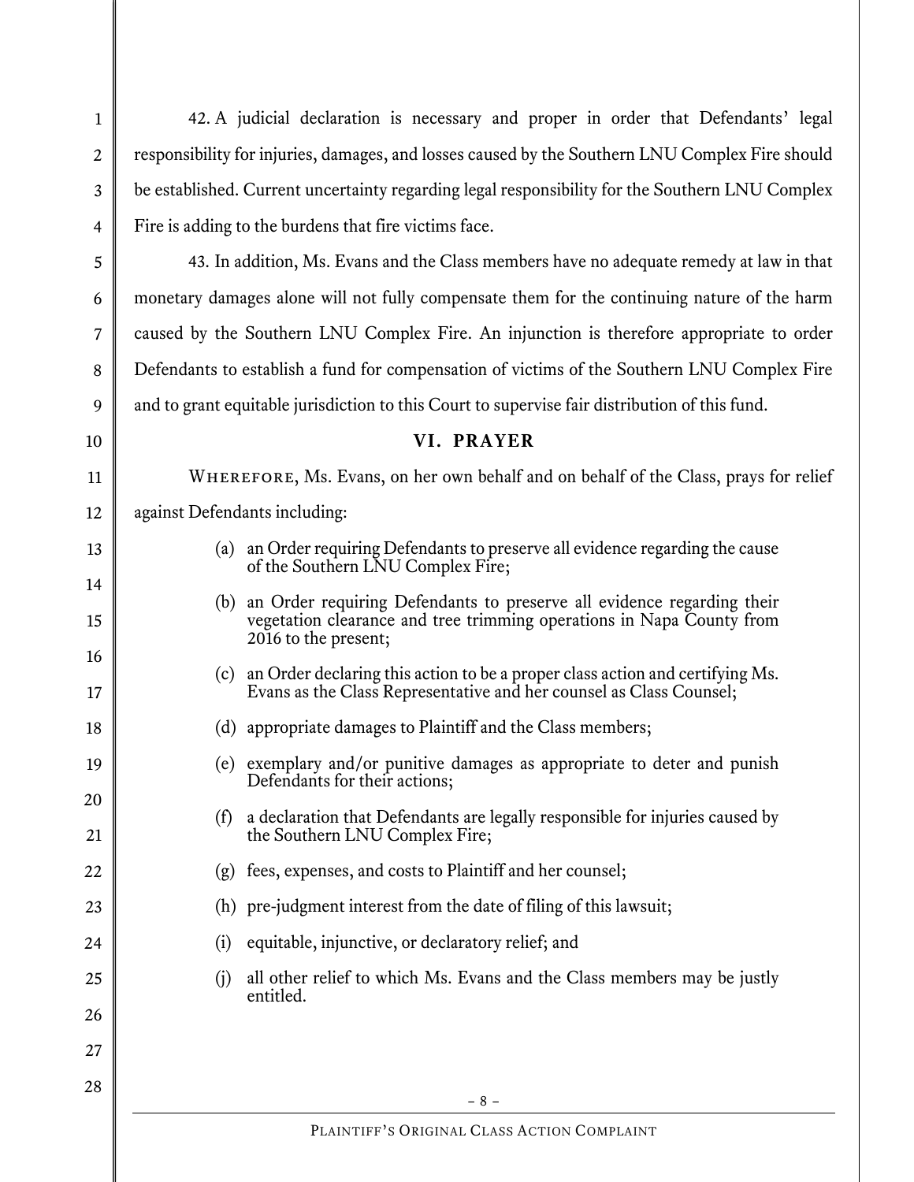42. A judicial declaration is necessary and proper in order that Defendants' legal responsibility for injuries, damages, and losses caused by the Southern LNU Complex Fire should be established. Current uncertainty regarding legal responsibility for the Southern LNU Complex Fire is adding to the burdens that fire victims face.

43. In addition, Ms. Evans and the Class members have no adequate remedy at law in that monetary damages alone will not fully compensate them for the continuing nature of the harm caused by the Southern LNU Complex Fire. An injunction is therefore appropriate to order Defendants to establish a fund for compensation of victims of the Southern LNU Complex Fire and to grant equitable jurisdiction to this Court to supervise fair distribution of this fund.

## VI. PRAYER

WHEREFORE, Ms. Evans, on her own behalf and on behalf of the Class, prays for relief against Defendants including:

(a) an Order requiring Defendants to preserve all evidence regarding the cause of the Southern LNU Complex Fire;

(b) an Order requiring Defendants to preserve all evidence regarding their vegetation clearance and tree trimming operations in Napa County from 2016 to the present;

(c) an Order declaring this action to be a proper class action and certifying Ms. Evans as the Class Representative and her counsel as Class Counsel;

(d) appropriate damages to Plaintiff and the Class members;

(e) exemplary and/or punitive damages as appropriate to deter and punish Defendants for their actions;

(f) a declaration that Defendants are legally responsible for injuries caused by the Southern LNU Complex Fire;

(g) fees, expenses, and costs to Plaintiff and her counsel;

(h) pre-judgment interest from the date of filing of this lawsuit;

(i) equitable, injunctive, or declaratory relief; and

(j) all other relief to which Ms. Evans and the Class members may be justly entitled.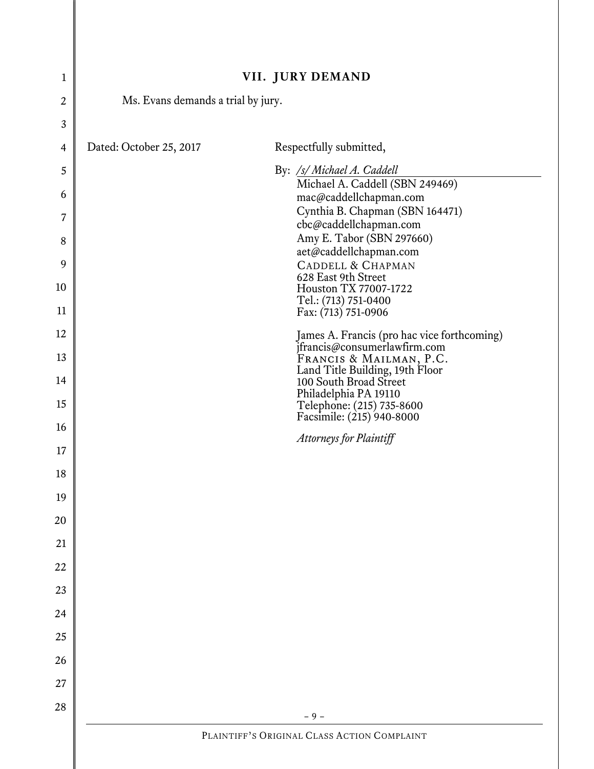## VII. JURY DEMAND

Ms. Evans demands a trial by jury.

Dated: October 25, 2017

Respectfully submitted,

By: */s/ Michael A. Caddell*

Michael A. Caddell (SBN 249469)
mac@caddellchapman.com
Cynthia B. Chapman (SBN 164471)
cbc@caddellchapman.com
Amy E. Tabor (SBN 297660)
aet@caddellchapman.com
CADDELL & CHAPMAN
628 East 9th Street
Houston TX 77007-1722
Tel.: (713) 751-0400
Fax: (713) 751-0906

James A. Francis (pro hac vice forthcoming)
jfrancis@consumerlawfirm.com
FRANCIS & MAILMAN, P.C.
Land Title Building, 19th Floor
100 South Broad Street
Philadelphia PA 19110
Telephone: (215) 735-8600
Facsimile: (215) 940-8000

*Attorneys for Plaintiff*